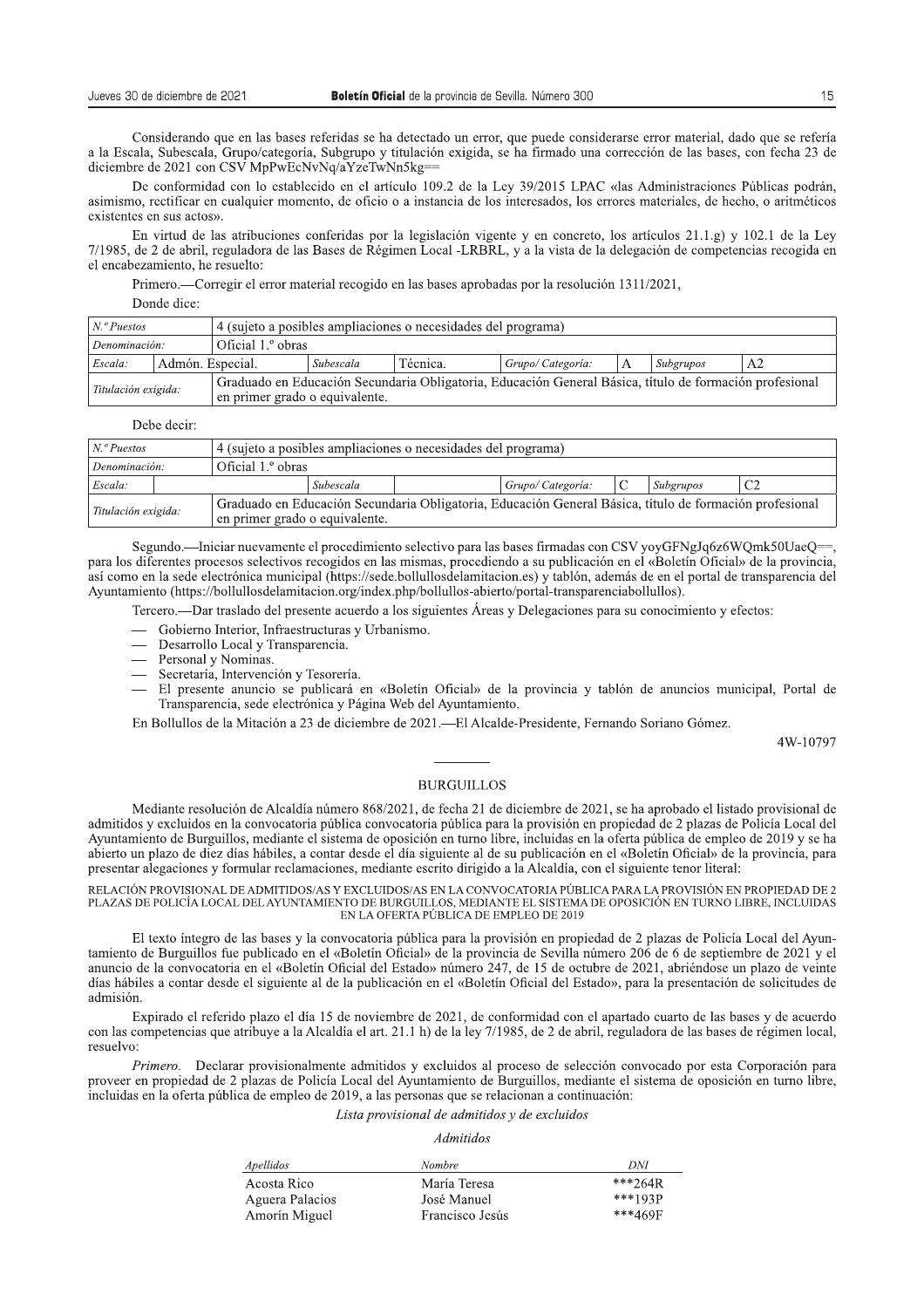Considerando que en las bases referidas se ha detectado un error, que puede considerarse error material, dado que se refería a la Escala, Subescala, Grupo/categoría, Subgrupo y titulación exigida, se ha firmado una corrección de las bases, con fecha 23 de diciembre de 2021 con CSV MpPwEcNvNq/aYzeTwNn5kg==

De conformidad con lo establecido en el artículo 109.2 de la Ley 39/2015 LPAC «las Administraciones Públicas podrán, asimismo, rectificar en cualquier momento, de oficio o a instancia de los interesados, los errores materiales, de hecho, o aritméticos existentes en sus actos».

En virtud de las atribuciones conferidas por la legislación vigente y en concreto, los artículos 21.1.g) y 102.1 de la Ley 7/1985, de 2 de abril, reguladora de las Bases de Régimen Local -LRBRL, y a la vista de la delegación de competencias recogida en el encabezamiento, he resuelto:

Primero.—Corregir el error material recogido en las bases aprobadas por la resolución 1311/2021,

Donde dice:

| *N.º Puestos* | 4 (sujeto a posibles ampliaciones o necesidades del programa) | | | | | | |
|---|---|---|---|---|---|---|---|
| *Denominación:* | Oficial 1.º obras | | | | | | |
| *Escala:* Admón. Especial. | *Subescala* | Técnica. | *Grupo/ Categoría:* | A | *Subgrupos* | A2 | |
| *Titulación exigida:* | Graduado en Educación Secundaria Obligatoria, Educación General Básica, título de formación profesional en primer grado o equivalente. | | | | | | |

Debe decir:

| *N.º Puestos* | 4 (sujeto a posibles ampliaciones o necesidades del programa) | | | | | | |
|---|---|---|---|---|---|---|---|
| *Denominación:* | Oficial 1.º obras | | | | | | |
| *Escala:* | *Subescala* | | *Grupo/ Categoría:* | C | *Subgrupos* | C2 | |
| *Titulación exigida:* | Graduado en Educación Secundaria Obligatoria, Educación General Básica, título de formación profesional en primer grado o equivalente. | | | | | | |

Segundo.—Iniciar nuevamente el procedimiento selectivo para las bases firmadas con CSV yoyGFNgJq6z6WQmk50UaeQ==, para los diferentes procesos selectivos recogidos en las mismas, procediendo a su publicación en el «Boletín Oficial» de la provincia, así como en la sede electrónica municipal (https://sede.bollullosdelamitacion.es) y tablón, además de en el portal de transparencia del Ayuntamiento (https://bollullosdelamitacion.org/index.php/bollullos-abierto/portal-transparenciabollullos).

Tercero.—Dar traslado del presente acuerdo a los siguientes Áreas y Delegaciones para su conocimiento y efectos:

- Gobierno Interior, Infraestructuras y Urbanismo.
- Desarrollo Local y Transparencia.
- Personal y Nominas.
- Secretaría, Intervención y Tesorería.
- El presente anuncio se publicará en «Boletín Oficial» de la provincia y tablón de anuncios municipal, Portal de Transparencia, sede electrónica y Página Web del Ayuntamiento.

En Bollullos de la Mitación a 23 de diciembre de 2021.—El Alcalde-Presidente, Fernando Soriano Gómez.

4W-10797

## BURGUILLOS

Mediante resolución de Alcaldía número 868/2021, de fecha 21 de diciembre de 2021, se ha aprobado el listado provisional de admitidos y excluidos en la convocatoria pública convocatoria pública para la provisión en propiedad de 2 plazas de Policía Local del Ayuntamiento de Burguillos, mediante el sistema de oposición en turno libre, incluidas en la oferta pública de empleo de 2019 y se ha abierto un plazo de diez días hábiles, a contar desde el día siguiente al de su publicación en el «Boletín Oficial» de la provincia, para presentar alegaciones y formular reclamaciones, mediante escrito dirigido a la Alcaldía, con el siguiente tenor literal:

RELACIÓN PROVISIONAL DE ADMITIDOS/AS Y EXCLUIDOS/AS EN LA CONVOCATORIA PÚBLICA PARA LA PROVISIÓN EN PROPIEDAD DE 2 PLAZAS DE POLICÍA LOCAL DEL AYUNTAMIENTO DE BURGUILLOS, MEDIANTE EL SISTEMA DE OPOSICIÓN EN TURNO LIBRE, INCLUIDAS EN LA OFERTA PÚBLICA DE EMPLEO DE 2019

El texto íntegro de las bases y la convocatoria pública para la provisión en propiedad de 2 plazas de Policía Local del Ayuntamiento de Burguillos fue publicado en el «Boletín Oficial» de la provincia de Sevilla número 206 de 6 de septiembre de 2021 y el anuncio de la convocatoria en el «Boletín Oficial del Estado» número 247, de 15 de octubre de 2021, abriéndose un plazo de veinte días hábiles a contar desde el siguiente al de la publicación en el «Boletín Oficial del Estado», para la presentación de solicitudes de admisión.

Expirado el referido plazo el día 15 de noviembre de 2021, de conformidad con el apartado cuarto de las bases y de acuerdo con las competencias que atribuye a la Alcaldía el art. 21.1 h) de la ley 7/1985, de 2 de abril, reguladora de las bases de régimen local, resuelvo:

*Primero.* Declarar provisionalmente admitidos y excluidos al proceso de selección convocado por esta Corporación para proveer en propiedad de 2 plazas de Policía Local del Ayuntamiento de Burguillos, mediante el sistema de oposición en turno libre, incluidas en la oferta pública de empleo de 2019, a las personas que se relacionan a continuación:

*Lista provisional de admitidos y de excluidos*

*Admitidos*

| *Apellidos* | *Nombre* | *DNI* |
|---|---|---|
| Acosta Rico | María Teresa | ***264R |
| Aguera Palacios | José Manuel | ***193P |
| Amorín Miguel | Francisco Jesús | ***469F |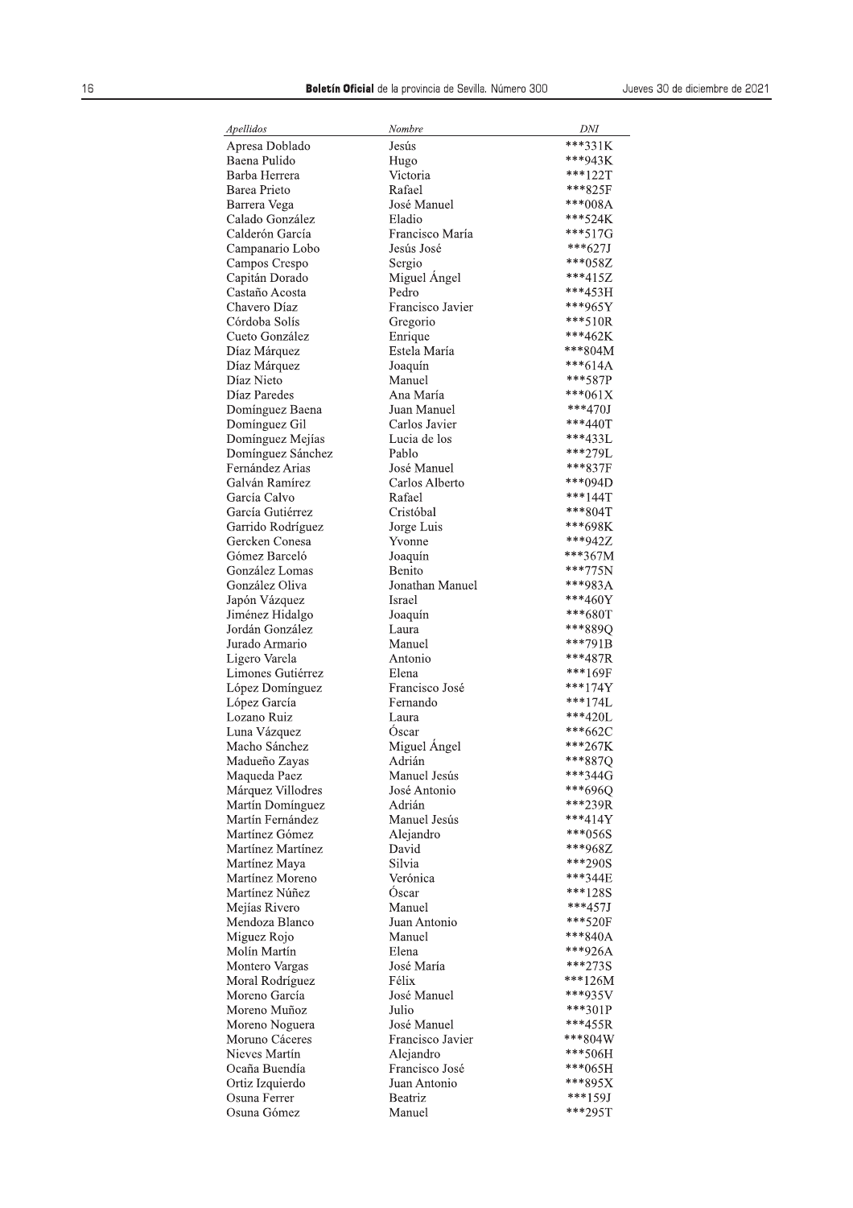| *Apellidos* | *Nombre* | *DNI* |
|---|---|---|
| Apresa Doblado | Jesús | ***331K |
| Baena Pulido | Hugo | ***943K |
| Barba Herrera | Victoria | ***122T |
| Barea Prieto | Rafael | ***825F |
| Barrera Vega | José Manuel | ***008A |
| Calado González | Eladio | ***524K |
| Calderón García | Francisco María | ***517G |
| Campanario Lobo | Jesús José | ***627J |
| Campos Crespo | Sergio | ***058Z |
| Capitán Dorado | Miguel Ángel | ***415Z |
| Castaño Acosta | Pedro | ***453H |
| Chavero Díaz | Francisco Javier | ***965Y |
| Córdoba Solís | Gregorio | ***510R |
| Cueto González | Enrique | ***462K |
| Díaz Márquez | Estela María | ***804M |
| Díaz Márquez | Joaquín | ***614A |
| Díaz Nieto | Manuel | ***587P |
| Díaz Paredes | Ana María | ***061X |
| Domínguez Baena | Juan Manuel | ***470J |
| Domínguez Gil | Carlos Javier | ***440T |
| Domínguez Mejías | Lucia de los | ***433L |
| Domínguez Sánchez | Pablo | ***279L |
| Fernández Arias | José Manuel | ***837F |
| Galván Ramírez | Carlos Alberto | ***094D |
| García Calvo | Rafael | ***144T |
| García Gutiérrez | Cristóbal | ***804T |
| Garrido Rodríguez | Jorge Luis | ***698K |
| Gercken Conesa | Yvonne | ***942Z |
| Gómez Barceló | Joaquín | ***367M |
| González Lomas | Benito | ***775N |
| González Oliva | Jonathan Manuel | ***983A |
| Japón Vázquez | Israel | ***460Y |
| Jiménez Hidalgo | Joaquín | ***680T |
| Jordán González | Laura | ***889Q |
| Jurado Armario | Manuel | ***791B |
| Ligero Varela | Antonio | ***487R |
| Limones Gutiérrez | Elena | ***169F |
| López Domínguez | Francisco José | ***174Y |
| López García | Fernando | ***174L |
| Lozano Ruiz | Laura | ***420L |
| Luna Vázquez | Óscar | ***662C |
| Macho Sánchez | Miguel Ángel | ***267K |
| Madueño Zayas | Adrián | ***887Q |
| Maqueda Paez | Manuel Jesús | ***344G |
| Márquez Villodres | José Antonio | ***696Q |
| Martín Domínguez | Adrián | ***239R |
| Martín Fernández | Manuel Jesús | ***414Y |
| Martínez Gómez | Alejandro | ***056S |
| Martínez Martínez | David | ***968Z |
| Martínez Maya | Silvia | ***290S |
| Martínez Moreno | Verónica | ***344E |
| Martínez Núñez | Óscar | ***128S |
| Mejías Rivero | Manuel | ***457J |
| Mendoza Blanco | Juan Antonio | ***520F |
| Miguez Rojo | Manuel | ***840A |
| Molín Martín | Elena | ***926A |
| Montero Vargas | José María | ***273S |
| Moral Rodríguez | Félix | ***126M |
| Moreno García | José Manuel | ***935V |
| Moreno Muñoz | Julio | ***301P |
| Moreno Noguera | José Manuel | ***455R |
| Moruno Cáceres | Francisco Javier | ***804W |
| Nieves Martín | Alejandro | ***506H |
| Ocaña Buendía | Francisco José | ***065H |
| Ortiz Izquierdo | Juan Antonio | ***895X |
| Osuna Ferrer | Beatriz | ***159J |
| Osuna Gómez | Manuel | ***295T |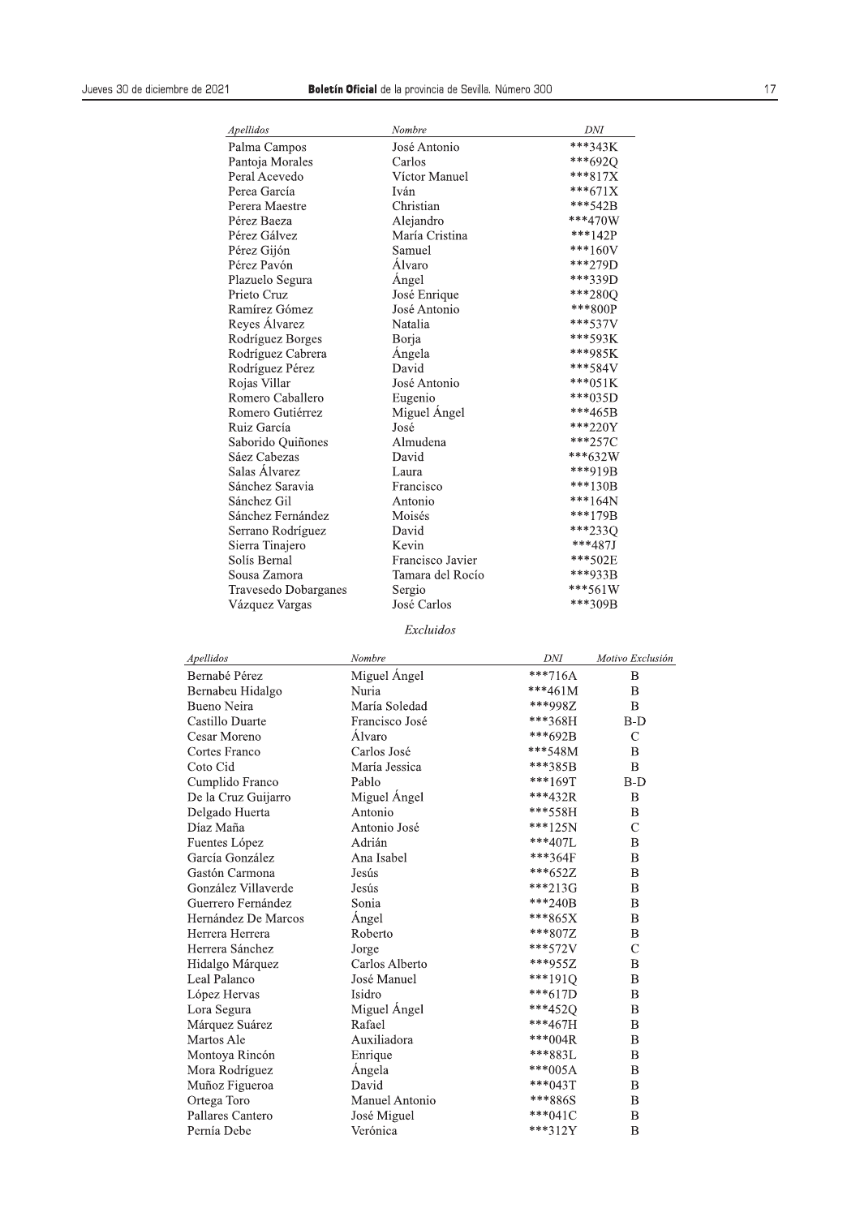| *Apellidos* | *Nombre* | *DNI* |
|---|---|---|
| Palma Campos | José Antonio | ***343K |
| Pantoja Morales | Carlos | ***692Q |
| Peral Acevedo | Víctor Manuel | ***817X |
| Perea García | Iván | ***671X |
| Perera Maestre | Christian | ***542B |
| Pérez Baeza | Alejandro | ***470W |
| Pérez Gálvez | María Cristina | ***142P |
| Pérez Gijón | Samuel | ***160V |
| Pérez Pavón | Álvaro | ***279D |
| Plazuelo Segura | Ángel | ***339D |
| Prieto Cruz | José Enrique | ***280Q |
| Ramírez Gómez | José Antonio | ***800P |
| Reyes Álvarez | Natalia | ***537V |
| Rodríguez Borges | Borja | ***593K |
| Rodríguez Cabrera | Ángela | ***985K |
| Rodríguez Pérez | David | ***584V |
| Rojas Villar | José Antonio | ***051K |
| Romero Caballero | Eugenio | ***035D |
| Romero Gutiérrez | Miguel Ángel | ***465B |
| Ruiz García | José | ***220Y |
| Saborido Quiñones | Almudena | ***257C |
| Sáez Cabezas | David | ***632W |
| Salas Álvarez | Laura | ***919B |
| Sánchez Saravia | Francisco | ***130B |
| Sánchez Gil | Antonio | ***164N |
| Sánchez Fernández | Moisés | ***179B |
| Serrano Rodríguez | David | ***233Q |
| Sierra Tinajero | Kevin | ***487J |
| Solís Bernal | Francisco Javier | ***502E |
| Sousa Zamora | Tamara del Rocío | ***933B |
| Travesedo Dobarganes | Sergio | ***561W |
| Vázquez Vargas | José Carlos | ***309B |

*Excluidos*

| *Apellidos* | *Nombre* | *DNI* | *Motivo Exclusión* |
|---|---|---|---|
| Bernabé Pérez | Miguel Ángel | ***716A | B |
| Bernabeu Hidalgo | Nuria | ***461M | B |
| Bueno Neira | María Soledad | ***998Z | B |
| Castillo Duarte | Francisco José | ***368H | B-D |
| Cesar Moreno | Álvaro | ***692B | C |
| Cortes Franco | Carlos José | ***548M | B |
| Coto Cid | María Jessica | ***385B | B |
| Cumplido Franco | Pablo | ***169T | B-D |
| De la Cruz Guijarro | Miguel Ángel | ***432R | B |
| Delgado Huerta | Antonio | ***558H | B |
| Díaz Maña | Antonio José | ***125N | C |
| Fuentes López | Adrián | ***407L | B |
| García González | Ana Isabel | ***364F | B |
| Gastón Carmona | Jesús | ***652Z | B |
| González Villaverde | Jesús | ***213G | B |
| Guerrero Fernández | Sonia | ***240B | B |
| Hernández De Marcos | Ángel | ***865X | B |
| Herrera Herrera | Roberto | ***807Z | B |
| Herrera Sánchez | Jorge | ***572V | C |
| Hidalgo Márquez | Carlos Alberto | ***955Z | B |
| Leal Palanco | José Manuel | ***191Q | B |
| López Hervas | Isidro | ***617D | B |
| Lora Segura | Miguel Ángel | ***452Q | B |
| Márquez Suárez | Rafael | ***467H | B |
| Martos Ale | Auxiliadora | ***004R | B |
| Montoya Rincón | Enrique | ***883L | B |
| Mora Rodríguez | Ángela | ***005A | B |
| Muñoz Figueroa | David | ***043T | B |
| Ortega Toro | Manuel Antonio | ***886S | B |
| Pallares Cantero | José Miguel | ***041C | B |
| Pernía Debe | Verónica | ***312Y | B |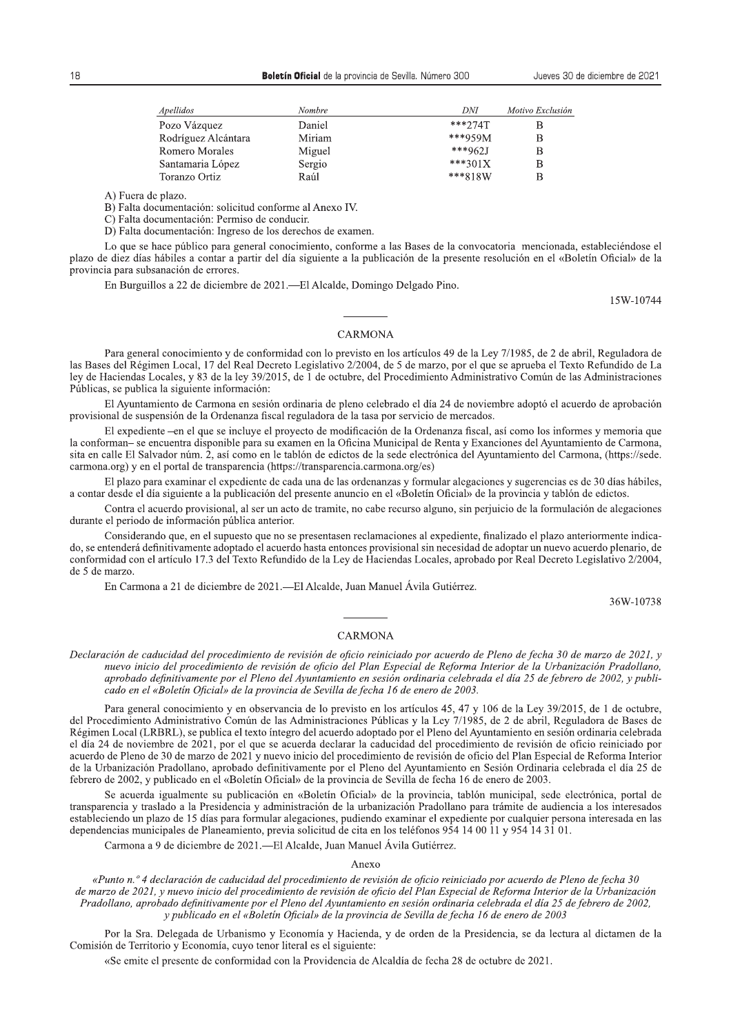| *Apellidos* | *Nombre* | *DNI* | *Motivo Exclusión* |
|---|---|---|---|
| Pozo Vázquez | Daniel | ***274T | B |
| Rodríguez Alcántara | Miriam | ***959M | B |
| Romero Morales | Miguel | ***962J | B |
| Santamaria López | Sergio | ***301X | B |
| Toranzo Ortiz | Raúl | ***818W | B |

A) Fuera de plazo.
B) Falta documentación: solicitud conforme al Anexo IV.
C) Falta documentación: Permiso de conducir.
D) Falta documentación: Ingreso de los derechos de examen.

Lo que se hace público para general conocimiento, conforme a las Bases de la convocatoria mencionada, estableciéndose el plazo de diez días hábiles a contar a partir del día siguiente a la publicación de la presente resolución en el «Boletín Oficial» de la provincia para subsanación de errores.

En Burguillos a 22 de diciembre de 2021.—El Alcalde, Domingo Delgado Pino.

15W-10744

---

## CARMONA

Para general conocimiento y de conformidad con lo previsto en los artículos 49 de la Ley 7/1985, de 2 de abril, Reguladora de las Bases del Régimen Local, 17 del Real Decreto Legislativo 2/2004, de 5 de marzo, por el que se aprueba el Texto Refundido de La ley de Haciendas Locales, y 83 de la ley 39/2015, de 1 de octubre, del Procedimiento Administrativo Común de las Administraciones Públicas, se publica la siguiente información:

El Ayuntamiento de Carmona en sesión ordinaria de pleno celebrado el día 24 de noviembre adoptó el acuerdo de aprobación provisional de suspensión de la Ordenanza fiscal reguladora de la tasa por servicio de mercados.

El expediente –en el que se incluye el proyecto de modificación de la Ordenanza fiscal, así como los informes y memoria que la conforman– se encuentra disponible para su examen en la Oficina Municipal de Renta y Exanciones del Ayuntamiento de Carmona, sita en calle El Salvador núm. 2, así como en le tablón de edictos de la sede electrónica del Ayuntamiento del Carmona, (https://sede.carmona.org) y en el portal de transparencia (https://transparencia.carmona.org/es)

El plazo para examinar el expediente de cada una de las ordenanzas y formular alegaciones y sugerencias es de 30 días hábiles, a contar desde el día siguiente a la publicación del presente anuncio en el «Boletín Oficial» de la provincia y tablón de edictos.

Contra el acuerdo provisional, al ser un acto de tramite, no cabe recurso alguno, sin perjuicio de la formulación de alegaciones durante el periodo de información pública anterior.

Considerando que, en el supuesto que no se presentasen reclamaciones al expediente, finalizado el plazo anteriormente indicado, se entenderá definitivamente adoptado el acuerdo hasta entonces provisional sin necesidad de adoptar un nuevo acuerdo plenario, de conformidad con el artículo 17.3 del Texto Refundido de la Ley de Haciendas Locales, aprobado por Real Decreto Legislativo 2/2004, de 5 de marzo.

En Carmona a 21 de diciembre de 2021.—El Alcalde, Juan Manuel Ávila Gutiérrez.

36W-10738

---

## CARMONA

*Declaración de caducidad del procedimiento de revisión de oficio reiniciado por acuerdo de Pleno de fecha 30 de marzo de 2021, y nuevo inicio del procedimiento de revisión de oficio del Plan Especial de Reforma Interior de la Urbanización Pradollano, aprobado definitivamente por el Pleno del Ayuntamiento en sesión ordinaria celebrada el día 25 de febrero de 2002, y publicado en el «Boletín Oficial» de la provincia de Sevilla de fecha 16 de enero de 2003.*

Para general conocimiento y en observancia de lo previsto en los artículos 45, 47 y 106 de la Ley 39/2015, de 1 de octubre, del Procedimiento Administrativo Común de las Administraciones Públicas y la Ley 7/1985, de 2 de abril, Reguladora de Bases de Régimen Local (LRBRL), se publica el texto íntegro del acuerdo adoptado por el Pleno del Ayuntamiento en sesión ordinaria celebrada el día 24 de noviembre de 2021, por el que se acuerda declarar la caducidad del procedimiento de revisión de oficio reiniciado por acuerdo de Pleno de 30 de marzo de 2021 y nuevo inicio del procedimiento de revisión de oficio del Plan Especial de Reforma Interior de la Urbanización Pradollano, aprobado definitivamente por el Pleno del Ayuntamiento en Sesión Ordinaria celebrada el día 25 de febrero de 2002, y publicado en el «Boletín Oficial» de la provincia de Sevilla de fecha 16 de enero de 2003.

Se acuerda igualmente su publicación en «Boletín Oficial» de la provincia, tablón municipal, sede electrónica, portal de transparencia y traslado a la Presidencia y administración de la urbanización Pradollano para trámite de audiencia a los interesados estableciendo un plazo de 15 días para formular alegaciones, pudiendo examinar el expediente por cualquier persona interesada en las dependencias municipales de Planeamiento, previa solicitud de cita en los teléfonos 954 14 00 11 y 954 14 31 01.

Carmona a 9 de diciembre de 2021.—El Alcalde, Juan Manuel Ávila Gutiérrez.

### Anexo

*«Punto n.º 4 declaración de caducidad del procedimiento de revisión de oficio reiniciado por acuerdo de Pleno de fecha 30 de marzo de 2021, y nuevo inicio del procedimiento de revisión de oficio del Plan Especial de Reforma Interior de la Urbanización Pradollano, aprobado definitivamente por el Pleno del Ayuntamiento en sesión ordinaria celebrada el día 25 de febrero de 2002, y publicado en el «Boletín Oficial» de la provincia de Sevilla de fecha 16 de enero de 2003*

Por la Sra. Delegada de Urbanismo y Economía y Hacienda, y de orden de la Presidencia, se da lectura al dictamen de la Comisión de Territorio y Economía, cuyo tenor literal es el siguiente:

«Se emite el presente de conformidad con la Providencia de Alcaldía de fecha 28 de octubre de 2021.